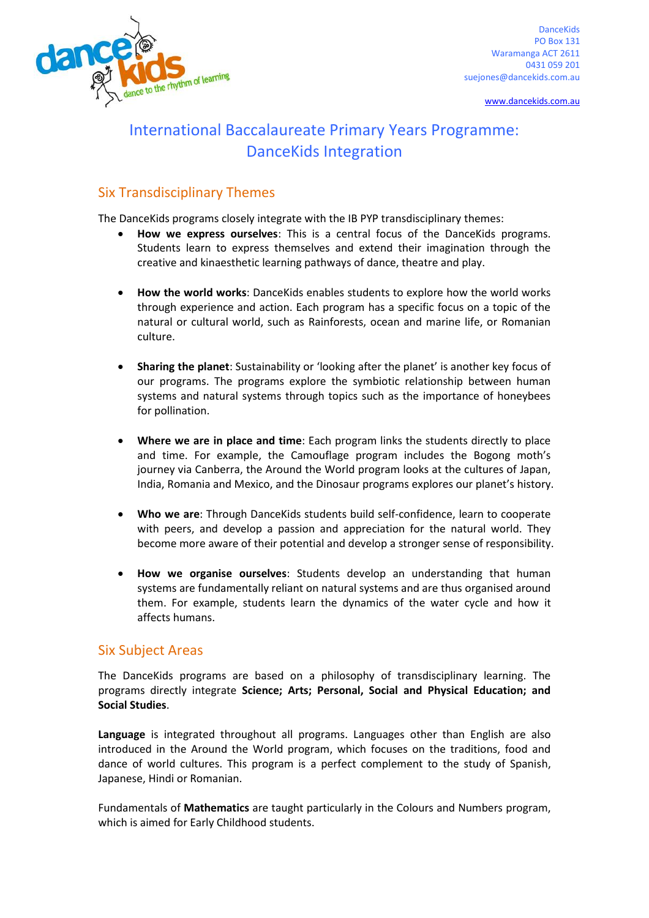DanceKids
PO Box 131
Waramanga ACT 2611
0431 059 201
suejones@dancekids.com.au

www.dancekids.com.au

# International Baccalaureate Primary Years Programme: DanceKids Integration

## Six Transdisciplinary Themes

The DanceKids programs closely integrate with the IB PYP transdisciplinary themes:

- **How we express ourselves**: This is a central focus of the DanceKids programs. Students learn to express themselves and extend their imagination through the creative and kinaesthetic learning pathways of dance, theatre and play.

- **How the world works**: DanceKids enables students to explore how the world works through experience and action. Each program has a specific focus on a topic of the natural or cultural world, such as Rainforests, ocean and marine life, or Romanian culture.

- **Sharing the planet**: Sustainability or 'looking after the planet' is another key focus of our programs. The programs explore the symbiotic relationship between human systems and natural systems through topics such as the importance of honeybees for pollination.

- **Where we are in place and time**: Each program links the students directly to place and time. For example, the Camouflage program includes the Bogong moth's journey via Canberra, the Around the World program looks at the cultures of Japan, India, Romania and Mexico, and the Dinosaur programs explores our planet's history.

- **Who we are**: Through DanceKids students build self-confidence, learn to cooperate with peers, and develop a passion and appreciation for the natural world. They become more aware of their potential and develop a stronger sense of responsibility.

- **How we organise ourselves**: Students develop an understanding that human systems are fundamentally reliant on natural systems and are thus organised around them. For example, students learn the dynamics of the water cycle and how it affects humans.

## Six Subject Areas

The DanceKids programs are based on a philosophy of transdisciplinary learning. The programs directly integrate **Science; Arts; Personal, Social and Physical Education; and Social Studies**.

**Language** is integrated throughout all programs. Languages other than English are also introduced in the Around the World program, which focuses on the traditions, food and dance of world cultures. This program is a perfect complement to the study of Spanish, Japanese, Hindi or Romanian.

Fundamentals of **Mathematics** are taught particularly in the Colours and Numbers program, which is aimed for Early Childhood students.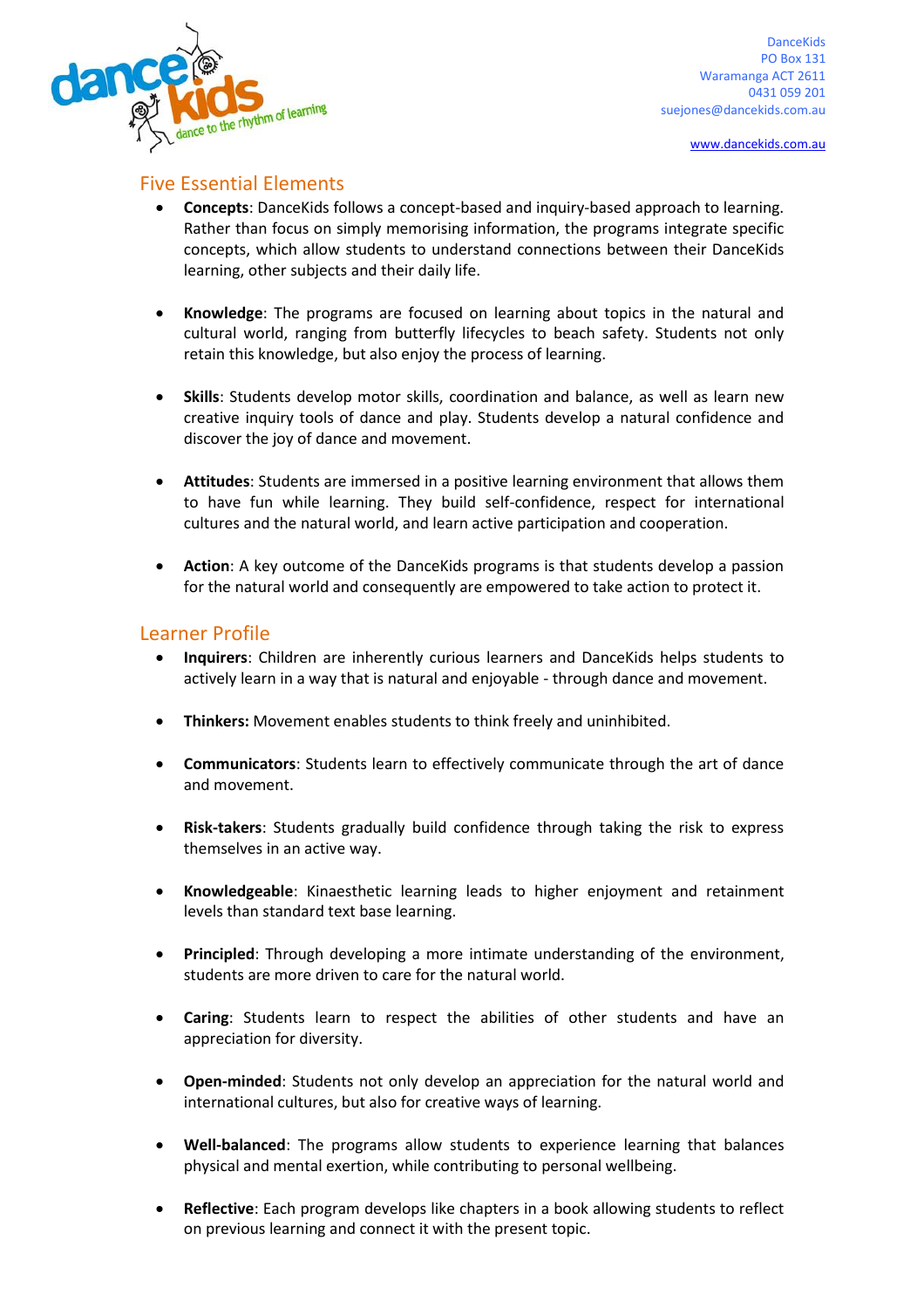DanceKids
PO Box 131
Waramanga ACT 2611
0431 059 201
suejones@dancekids.com.au

www.dancekids.com.au

## Five Essential Elements

- **Concepts**: DanceKids follows a concept-based and inquiry-based approach to learning. Rather than focus on simply memorising information, the programs integrate specific concepts, which allow students to understand connections between their DanceKids learning, other subjects and their daily life.

- **Knowledge**: The programs are focused on learning about topics in the natural and cultural world, ranging from butterfly lifecycles to beach safety. Students not only retain this knowledge, but also enjoy the process of learning.

- **Skills**: Students develop motor skills, coordination and balance, as well as learn new creative inquiry tools of dance and play. Students develop a natural confidence and discover the joy of dance and movement.

- **Attitudes**: Students are immersed in a positive learning environment that allows them to have fun while learning. They build self-confidence, respect for international cultures and the natural world, and learn active participation and cooperation.

- **Action**: A key outcome of the DanceKids programs is that students develop a passion for the natural world and consequently are empowered to take action to protect it.

## Learner Profile

- **Inquirers**: Children are inherently curious learners and DanceKids helps students to actively learn in a way that is natural and enjoyable - through dance and movement.

- **Thinkers:** Movement enables students to think freely and uninhibited.

- **Communicators**: Students learn to effectively communicate through the art of dance and movement.

- **Risk-takers**: Students gradually build confidence through taking the risk to express themselves in an active way.

- **Knowledgeable**: Kinaesthetic learning leads to higher enjoyment and retainment levels than standard text base learning.

- **Principled**: Through developing a more intimate understanding of the environment, students are more driven to care for the natural world.

- **Caring**: Students learn to respect the abilities of other students and have an appreciation for diversity.

- **Open-minded**: Students not only develop an appreciation for the natural world and international cultures, but also for creative ways of learning.

- **Well-balanced**: The programs allow students to experience learning that balances physical and mental exertion, while contributing to personal wellbeing.

- **Reflective**: Each program develops like chapters in a book allowing students to reflect on previous learning and connect it with the present topic.